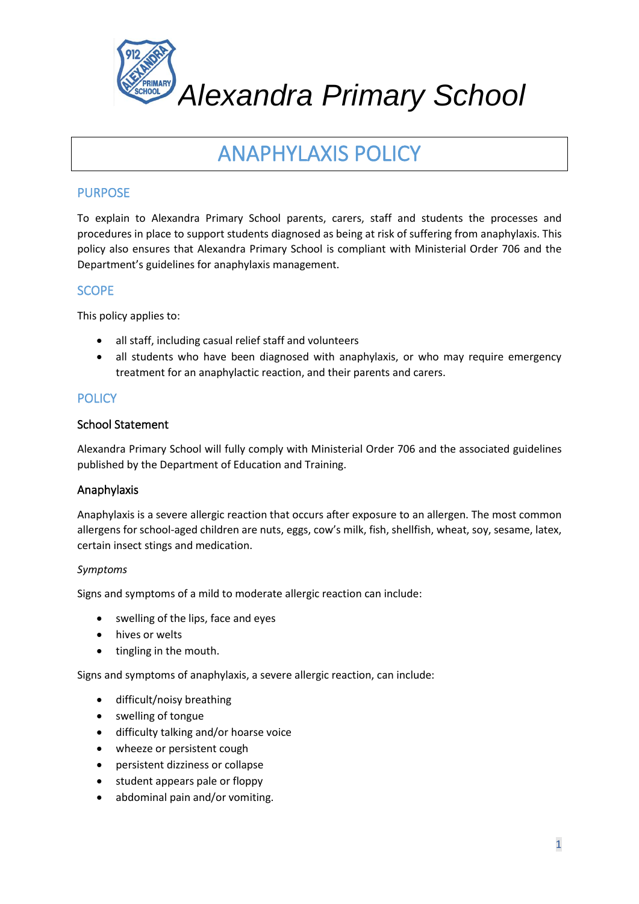# Alexandra Primary School

# ANAPHYLAXIS POLICY

## PURPOSE

To explain to Alexandra Primary School parents, carers, staff and students the processes and procedures in place to support students diagnosed as being at risk of suffering from anaphylaxis. This policy also ensures that Alexandra Primary School is compliant with Ministerial Order 706 and the Department's guidelines for anaphylaxis management.

## SCOPE

This policy applies to:

- all staff, including casual relief staff and volunteers
- all students who have been diagnosed with anaphylaxis, or who may require emergency treatment for an anaphylactic reaction, and their parents and carers.

## POLICY

### School Statement

Alexandra Primary School will fully comply with Ministerial Order 706 and the associated guidelines published by the Department of Education and Training.

### Anaphylaxis

Anaphylaxis is a severe allergic reaction that occurs after exposure to an allergen. The most common allergens for school-aged children are nuts, eggs, cow's milk, fish, shellfish, wheat, soy, sesame, latex, certain insect stings and medication.

*Symptoms*

Signs and symptoms of a mild to moderate allergic reaction can include:

- swelling of the lips, face and eyes
- hives or welts
- tingling in the mouth.

Signs and symptoms of anaphylaxis, a severe allergic reaction, can include:

- difficult/noisy breathing
- swelling of tongue
- difficulty talking and/or hoarse voice
- wheeze or persistent cough
- persistent dizziness or collapse
- student appears pale or floppy
- abdominal pain and/or vomiting.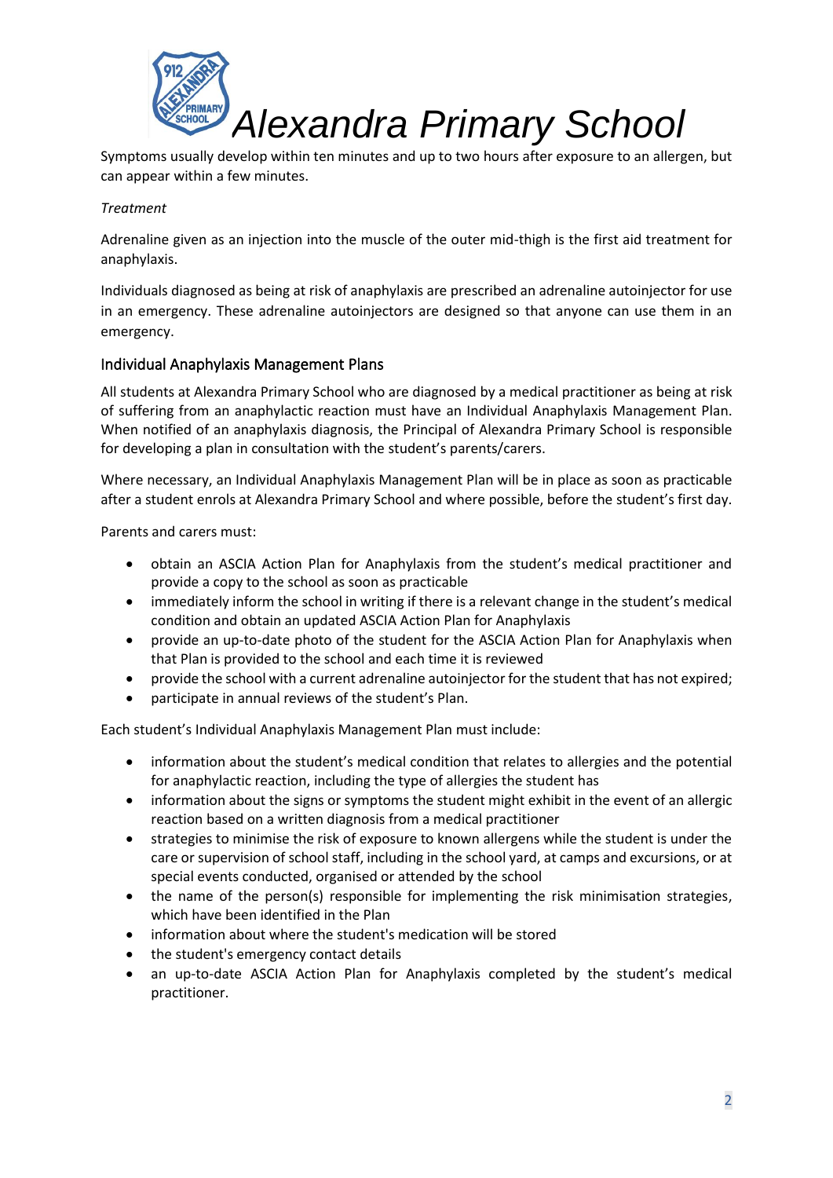Symptoms usually develop within ten minutes and up to two hours after exposure to an allergen, but can appear within a few minutes.

*Treatment*

Adrenaline given as an injection into the muscle of the outer mid-thigh is the first aid treatment for anaphylaxis.

Individuals diagnosed as being at risk of anaphylaxis are prescribed an adrenaline autoinjector for use in an emergency. These adrenaline autoinjectors are designed so that anyone can use them in an emergency.

## Individual Anaphylaxis Management Plans

All students at Alexandra Primary School who are diagnosed by a medical practitioner as being at risk of suffering from an anaphylactic reaction must have an Individual Anaphylaxis Management Plan. When notified of an anaphylaxis diagnosis, the Principal of Alexandra Primary School is responsible for developing a plan in consultation with the student's parents/carers.

Where necessary, an Individual Anaphylaxis Management Plan will be in place as soon as practicable after a student enrols at Alexandra Primary School and where possible, before the student's first day.

Parents and carers must:

- obtain an ASCIA Action Plan for Anaphylaxis from the student's medical practitioner and provide a copy to the school as soon as practicable
- immediately inform the school in writing if there is a relevant change in the student's medical condition and obtain an updated ASCIA Action Plan for Anaphylaxis
- provide an up-to-date photo of the student for the ASCIA Action Plan for Anaphylaxis when that Plan is provided to the school and each time it is reviewed
- provide the school with a current adrenaline autoinjector for the student that has not expired;
- participate in annual reviews of the student's Plan.

Each student's Individual Anaphylaxis Management Plan must include:

- information about the student's medical condition that relates to allergies and the potential for anaphylactic reaction, including the type of allergies the student has
- information about the signs or symptoms the student might exhibit in the event of an allergic reaction based on a written diagnosis from a medical practitioner
- strategies to minimise the risk of exposure to known allergens while the student is under the care or supervision of school staff, including in the school yard, at camps and excursions, or at special events conducted, organised or attended by the school
- the name of the person(s) responsible for implementing the risk minimisation strategies, which have been identified in the Plan
- information about where the student's medication will be stored
- the student's emergency contact details
- an up-to-date ASCIA Action Plan for Anaphylaxis completed by the student's medical practitioner.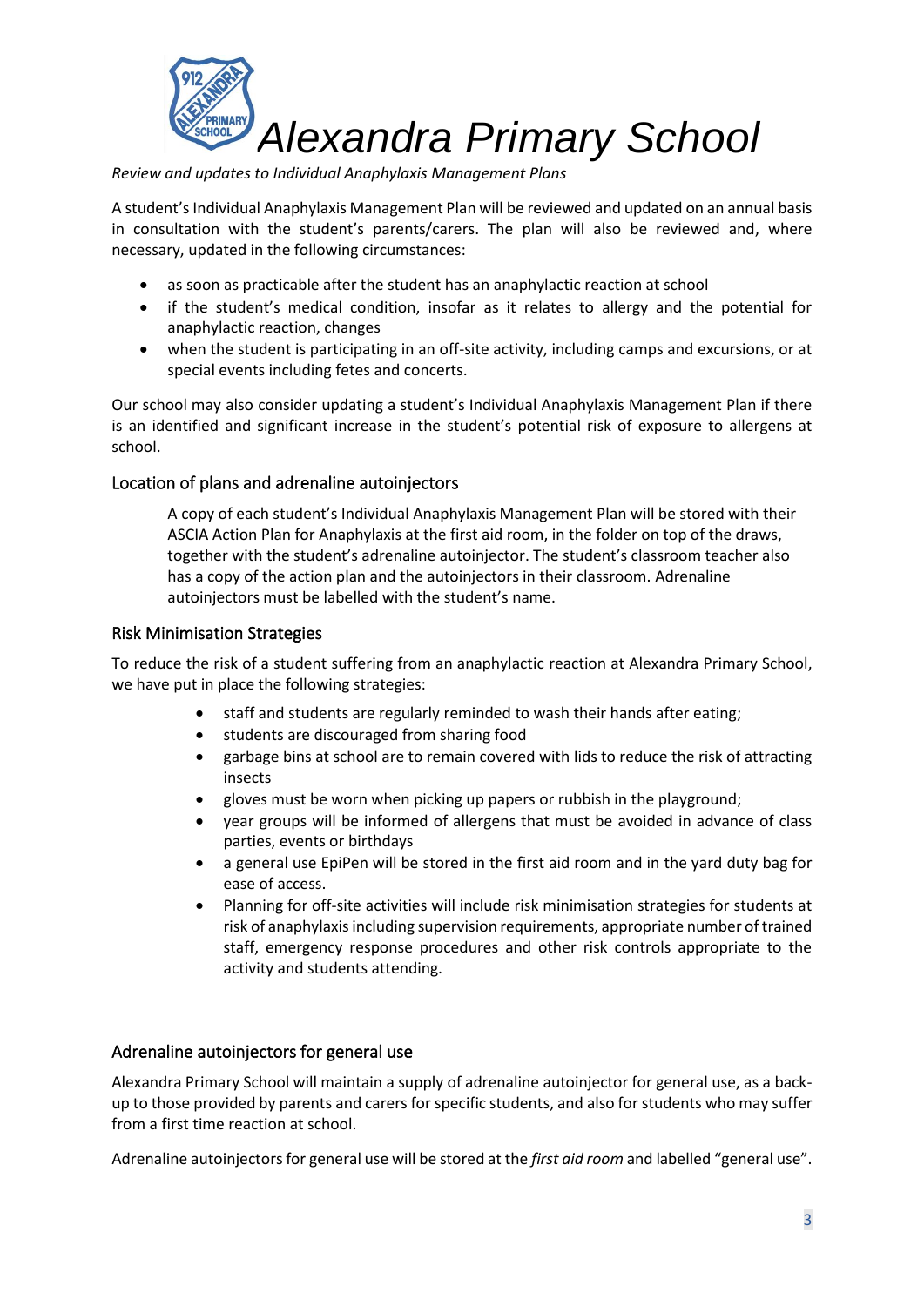# Alexandra Primary School

*Review and updates to Individual Anaphylaxis Management Plans*

A student's Individual Anaphylaxis Management Plan will be reviewed and updated on an annual basis in consultation with the student's parents/carers. The plan will also be reviewed and, where necessary, updated in the following circumstances:

- as soon as practicable after the student has an anaphylactic reaction at school
- if the student's medical condition, insofar as it relates to allergy and the potential for anaphylactic reaction, changes
- when the student is participating in an off-site activity, including camps and excursions, or at special events including fetes and concerts.

Our school may also consider updating a student's Individual Anaphylaxis Management Plan if there is an identified and significant increase in the student's potential risk of exposure to allergens at school.

## Location of plans and adrenaline autoinjectors

A copy of each student's Individual Anaphylaxis Management Plan will be stored with their ASCIA Action Plan for Anaphylaxis at the first aid room, in the folder on top of the draws, together with the student's adrenaline autoinjector. The student's classroom teacher also has a copy of the action plan and the autoinjectors in their classroom. Adrenaline autoinjectors must be labelled with the student's name.

## Risk Minimisation Strategies

To reduce the risk of a student suffering from an anaphylactic reaction at Alexandra Primary School, we have put in place the following strategies:

- staff and students are regularly reminded to wash their hands after eating;
- students are discouraged from sharing food
- garbage bins at school are to remain covered with lids to reduce the risk of attracting insects
- gloves must be worn when picking up papers or rubbish in the playground;
- year groups will be informed of allergens that must be avoided in advance of class parties, events or birthdays
- a general use EpiPen will be stored in the first aid room and in the yard duty bag for ease of access.
- Planning for off-site activities will include risk minimisation strategies for students at risk of anaphylaxis including supervision requirements, appropriate number of trained staff, emergency response procedures and other risk controls appropriate to the activity and students attending.

## Adrenaline autoinjectors for general use

Alexandra Primary School will maintain a supply of adrenaline autoinjector for general use, as a back-up to those provided by parents and carers for specific students, and also for students who may suffer from a first time reaction at school.

Adrenaline autoinjectors for general use will be stored at the *first aid room* and labelled "general use".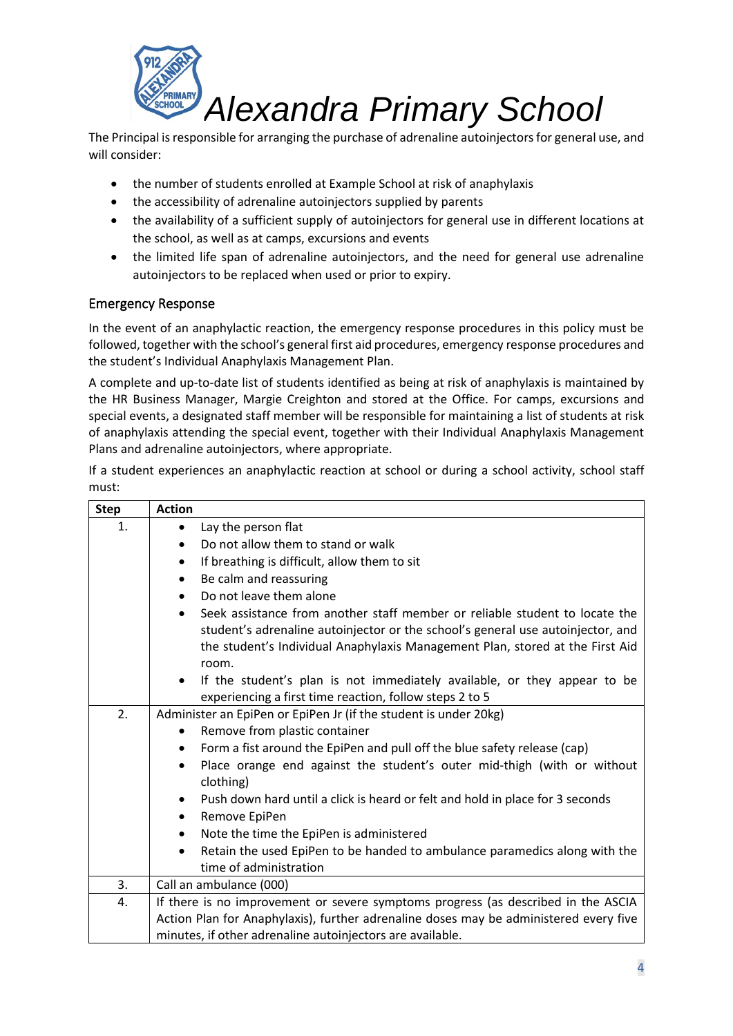# Alexandra Primary School

The Principal is responsible for arranging the purchase of adrenaline autoinjectors for general use, and will consider:

- the number of students enrolled at Example School at risk of anaphylaxis
- the accessibility of adrenaline autoinjectors supplied by parents
- the availability of a sufficient supply of autoinjectors for general use in different locations at the school, as well as at camps, excursions and events
- the limited life span of adrenaline autoinjectors, and the need for general use adrenaline autoinjectors to be replaced when used or prior to expiry.

## Emergency Response

In the event of an anaphylactic reaction, the emergency response procedures in this policy must be followed, together with the school's general first aid procedures, emergency response procedures and the student's Individual Anaphylaxis Management Plan.

A complete and up-to-date list of students identified as being at risk of anaphylaxis is maintained by the HR Business Manager, Margie Creighton and stored at the Office. For camps, excursions and special events, a designated staff member will be responsible for maintaining a list of students at risk of anaphylaxis attending the special event, together with their Individual Anaphylaxis Management Plans and adrenaline autoinjectors, where appropriate.

If a student experiences an anaphylactic reaction at school or during a school activity, school staff must:

| Step | Action |
|---|---|
| 1. | • Lay the person flat<br>• Do not allow them to stand or walk<br>• If breathing is difficult, allow them to sit<br>• Be calm and reassuring<br>• Do not leave them alone<br>• Seek assistance from another staff member or reliable student to locate the student's adrenaline autoinjector or the school's general use autoinjector, and the student's Individual Anaphylaxis Management Plan, stored at the First Aid room.<br>• If the student's plan is not immediately available, or they appear to be experiencing a first time reaction, follow steps 2 to 5 |
| 2. | Administer an EpiPen or EpiPen Jr (if the student is under 20kg)<br>• Remove from plastic container<br>• Form a fist around the EpiPen and pull off the blue safety release (cap)<br>• Place orange end against the student's outer mid-thigh (with or without clothing)<br>• Push down hard until a click is heard or felt and hold in place for 3 seconds<br>• Remove EpiPen<br>• Note the time the EpiPen is administered<br>• Retain the used EpiPen to be handed to ambulance paramedics along with the time of administration |
| 3. | Call an ambulance (000) |
| 4. | If there is no improvement or severe symptoms progress (as described in the ASCIA Action Plan for Anaphylaxis), further adrenaline doses may be administered every five minutes, if other adrenaline autoinjectors are available. |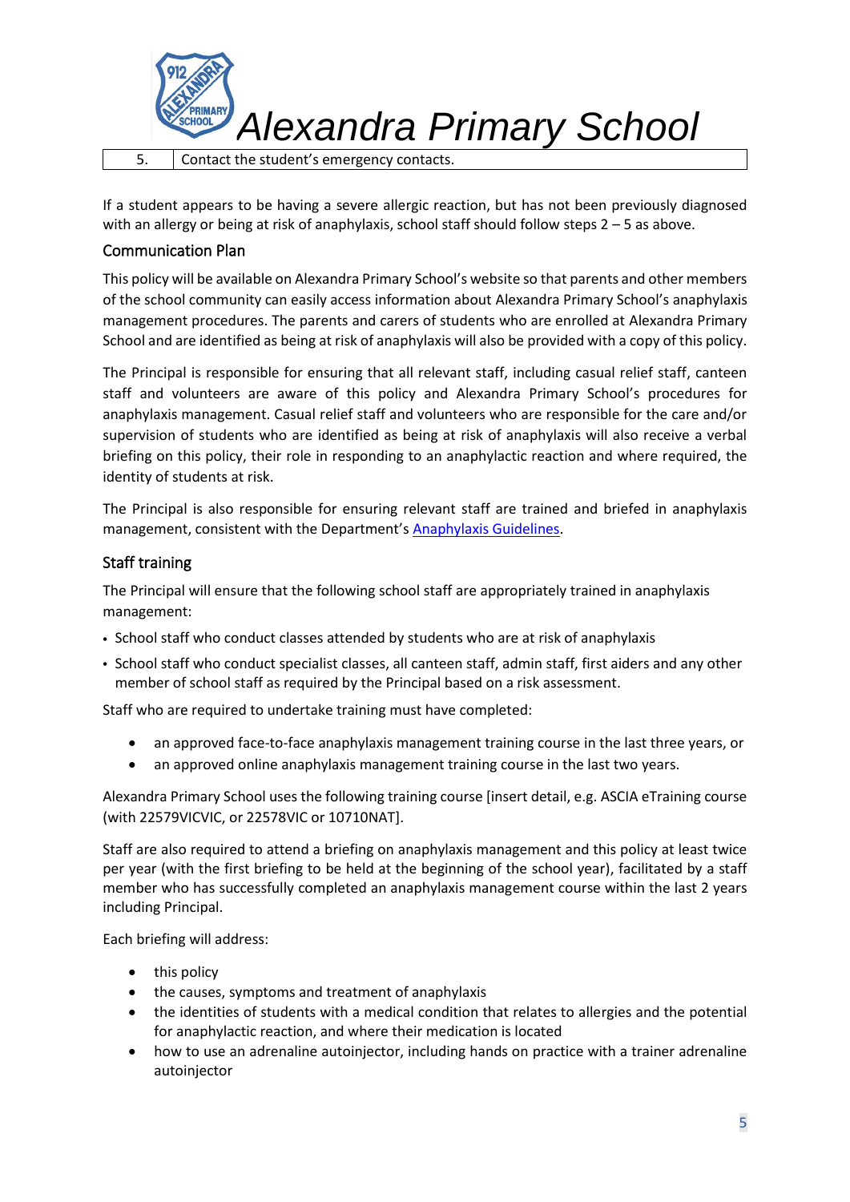| 5. | Contact the student's emergency contacts. |
| --- | --- |

If a student appears to be having a severe allergic reaction, but has not been previously diagnosed with an allergy or being at risk of anaphylaxis, school staff should follow steps 2 – 5 as above.

## Communication Plan

This policy will be available on Alexandra Primary School's website so that parents and other members of the school community can easily access information about Alexandra Primary School's anaphylaxis management procedures. The parents and carers of students who are enrolled at Alexandra Primary School and are identified as being at risk of anaphylaxis will also be provided with a copy of this policy.

The Principal is responsible for ensuring that all relevant staff, including casual relief staff, canteen staff and volunteers are aware of this policy and Alexandra Primary School's procedures for anaphylaxis management. Casual relief staff and volunteers who are responsible for the care and/or supervision of students who are identified as being at risk of anaphylaxis will also receive a verbal briefing on this policy, their role in responding to an anaphylactic reaction and where required, the identity of students at risk.

The Principal is also responsible for ensuring relevant staff are trained and briefed in anaphylaxis management, consistent with the Department's Anaphylaxis Guidelines.

## Staff training

The Principal will ensure that the following school staff are appropriately trained in anaphylaxis management:

- School staff who conduct classes attended by students who are at risk of anaphylaxis
- School staff who conduct specialist classes, all canteen staff, admin staff, first aiders and any other member of school staff as required by the Principal based on a risk assessment.

Staff who are required to undertake training must have completed:

- an approved face-to-face anaphylaxis management training course in the last three years, or
- an approved online anaphylaxis management training course in the last two years.

Alexandra Primary School uses the following training course [insert detail, e.g. ASCIA eTraining course (with 22579VICVIC, or 22578VIC or 10710NAT].

Staff are also required to attend a briefing on anaphylaxis management and this policy at least twice per year (with the first briefing to be held at the beginning of the school year), facilitated by a staff member who has successfully completed an anaphylaxis management course within the last 2 years including Principal.

Each briefing will address:

- this policy
- the causes, symptoms and treatment of anaphylaxis
- the identities of students with a medical condition that relates to allergies and the potential for anaphylactic reaction, and where their medication is located
- how to use an adrenaline autoinjector, including hands on practice with a trainer adrenaline autoinjector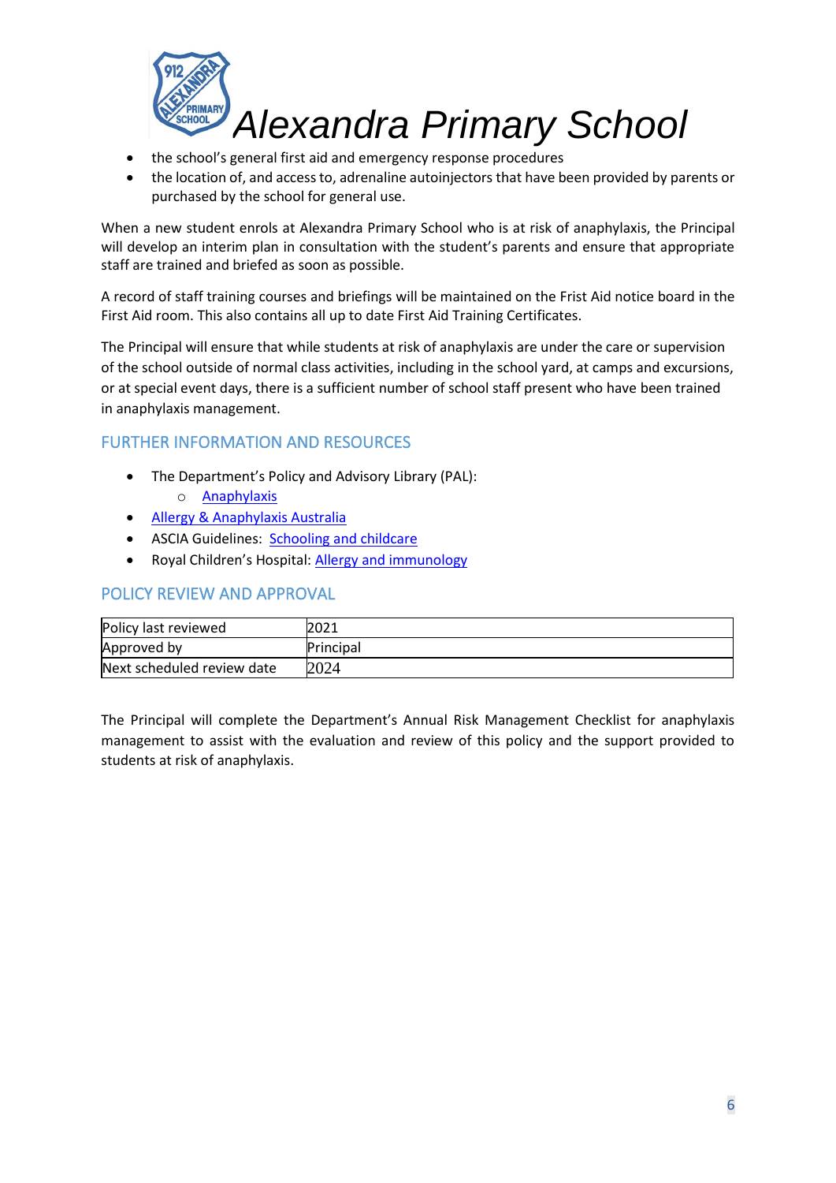- the school's general first aid and emergency response procedures
- the location of, and access to, adrenaline autoinjectors that have been provided by parents or purchased by the school for general use.

When a new student enrols at Alexandra Primary School who is at risk of anaphylaxis, the Principal will develop an interim plan in consultation with the student's parents and ensure that appropriate staff are trained and briefed as soon as possible.

A record of staff training courses and briefings will be maintained on the Frist Aid notice board in the First Aid room. This also contains all up to date First Aid Training Certificates.

The Principal will ensure that while students at risk of anaphylaxis are under the care or supervision of the school outside of normal class activities, including in the school yard, at camps and excursions, or at special event days, there is a sufficient number of school staff present who have been trained in anaphylaxis management.

## FURTHER INFORMATION AND RESOURCES

- The Department's Policy and Advisory Library (PAL):
  - Anaphylaxis
- Allergy & Anaphylaxis Australia
- ASCIA Guidelines: Schooling and childcare
- Royal Children's Hospital: Allergy and immunology

## POLICY REVIEW AND APPROVAL

| | |
|---|---|
| Policy last reviewed | 2021 |
| Approved by | Principal |
| Next scheduled review date | 2024 |

The Principal will complete the Department's Annual Risk Management Checklist for anaphylaxis management to assist with the evaluation and review of this policy and the support provided to students at risk of anaphylaxis.